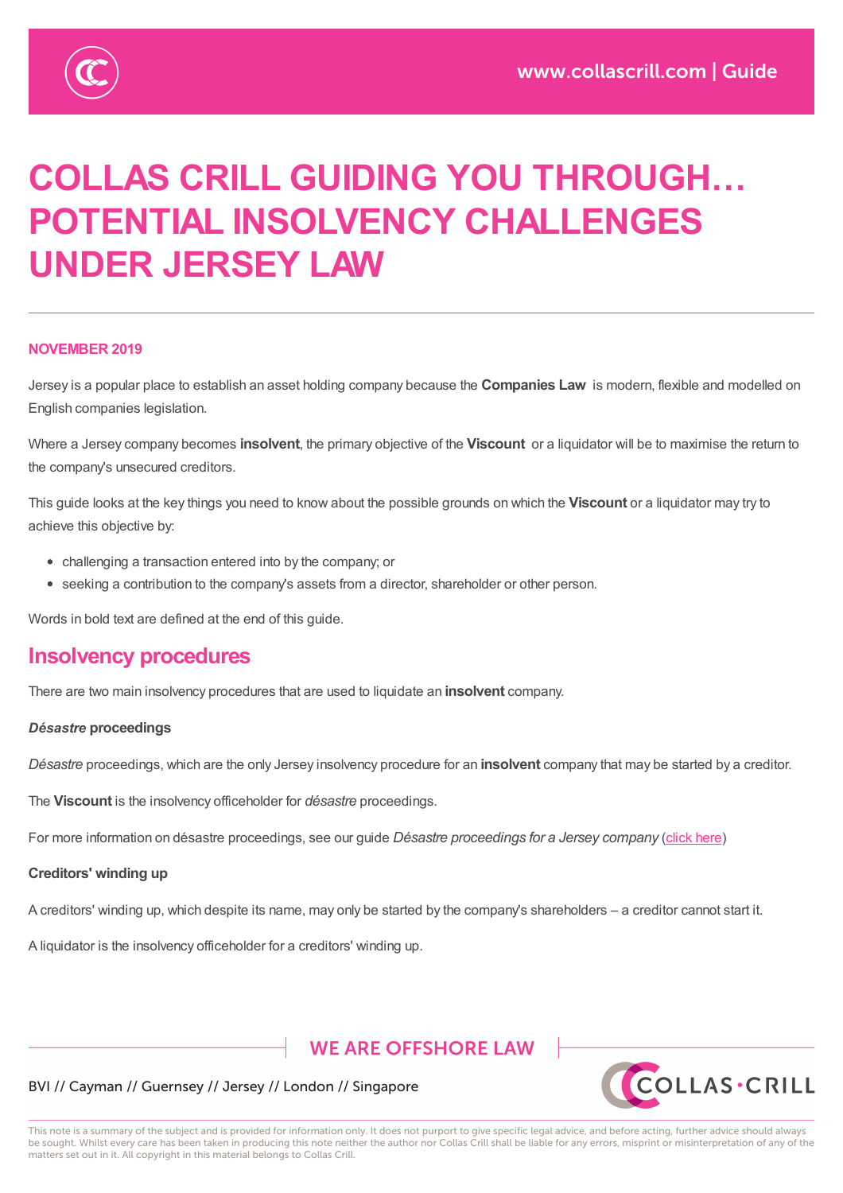# COLLAS CRILL GUIDING YOU THROUGH… POTENTIAL INSOLVENCY CHALLENGES UNDER JERSEY LAW

**NOVEMBER 2019**

Jersey is a popular place to establish an asset holding company because the **Companies Law** is modern, flexible and modelled on English companies legislation.

Where a Jersey company becomes **insolvent**, the primary objective of the **Viscount** or a liquidator will be to maximise the return to the company's unsecured creditors.

This guide looks at the key things you need to know about the possible grounds on which the **Viscount** or a liquidator may try to achieve this objective by:

- challenging a transaction entered into by the company; or
- seeking a contribution to the company's assets from a director, shareholder or other person.

Words in bold text are defined at the end of this guide.

## Insolvency procedures

There are two main insolvency procedures that are used to liquidate an **insolvent** company.

***Désastre* proceedings**

*Désastre* proceedings, which are the only Jersey insolvency procedure for an **insolvent** company that may be started by a creditor.

The **Viscount** is the insolvency officeholder for *désastre* proceedings.

For more information on désastre proceedings, see our guide *Désastre proceedings for a Jersey company* (click here)

**Creditors' winding up**

A creditors' winding up, which despite its name, may only be started by the company's shareholders – a creditor cannot start it.

A liquidator is the insolvency officeholder for a creditors' winding up.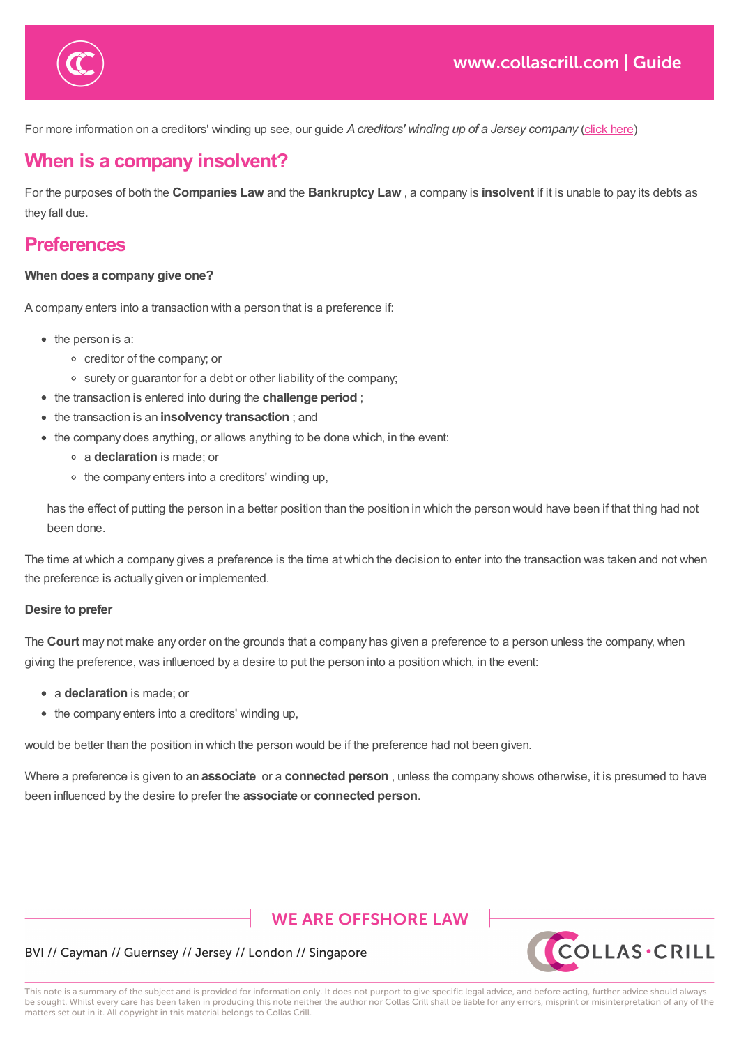For more information on a creditors' winding up see, our guide *A creditors' winding up of a Jersey company* (click here)

## When is a company insolvent?

For the purposes of both the **Companies Law** and the **Bankruptcy Law** , a company is **insolvent** if it is unable to pay its debts as they fall due.

## Preferences

**When does a company give one?**

A company enters into a transaction with a person that is a preference if:

- the person is a:
  - creditor of the company; or
  - surety or guarantor for a debt or other liability of the company;
- the transaction is entered into during the **challenge period** ;
- the transaction is an **insolvency transaction** ; and
- the company does anything, or allows anything to be done which, in the event:
  - a **declaration** is made; or
  - the company enters into a creditors' winding up,

  has the effect of putting the person in a better position than the position in which the person would have been if that thing had not been done.

The time at which a company gives a preference is the time at which the decision to enter into the transaction was taken and not when the preference is actually given or implemented.

**Desire to prefer**

The **Court** may not make any order on the grounds that a company has given a preference to a person unless the company, when giving the preference, was influenced by a desire to put the person into a position which, in the event:

- a **declaration** is made; or
- the company enters into a creditors' winding up,

would be better than the position in which the person would be if the preference had not been given.

Where a preference is given to an **associate** or a **connected person** , unless the company shows otherwise, it is presumed to have been influenced by the desire to prefer the **associate** or **connected person**.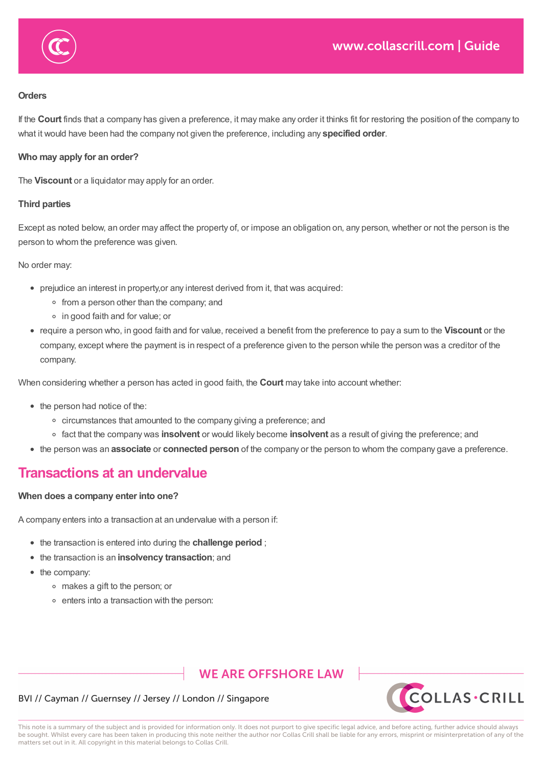**Orders**

If the **Court** finds that a company has given a preference, it may make any order it thinks fit for restoring the position of the company to what it would have been had the company not given the preference, including any **specified order**.

**Who may apply for an order?**

The **Viscount** or a liquidator may apply for an order.

**Third parties**

Except as noted below, an order may affect the property of, or impose an obligation on, any person, whether or not the person is the person to whom the preference was given.

No order may:

- prejudice an interest in property,or any interest derived from it, that was acquired:
  - from a person other than the company; and
  - in good faith and for value; or
- require a person who, in good faith and for value, received a benefit from the preference to pay a sum to the **Viscount** or the company, except where the payment is in respect of a preference given to the person while the person was a creditor of the company.

When considering whether a person has acted in good faith, the **Court** may take into account whether:

- the person had notice of the:
  - circumstances that amounted to the company giving a preference; and
  - fact that the company was **insolvent** or would likely become **insolvent** as a result of giving the preference; and
- the person was an **associate** or **connected person** of the company or the person to whom the company gave a preference.

## Transactions at an undervalue

**When does a company enter into one?**

A company enters into a transaction at an undervalue with a person if:

- the transaction is entered into during the **challenge period** ;
- the transaction is an **insolvency transaction**; and
- the company:
  - makes a gift to the person; or
  - enters into a transaction with the person: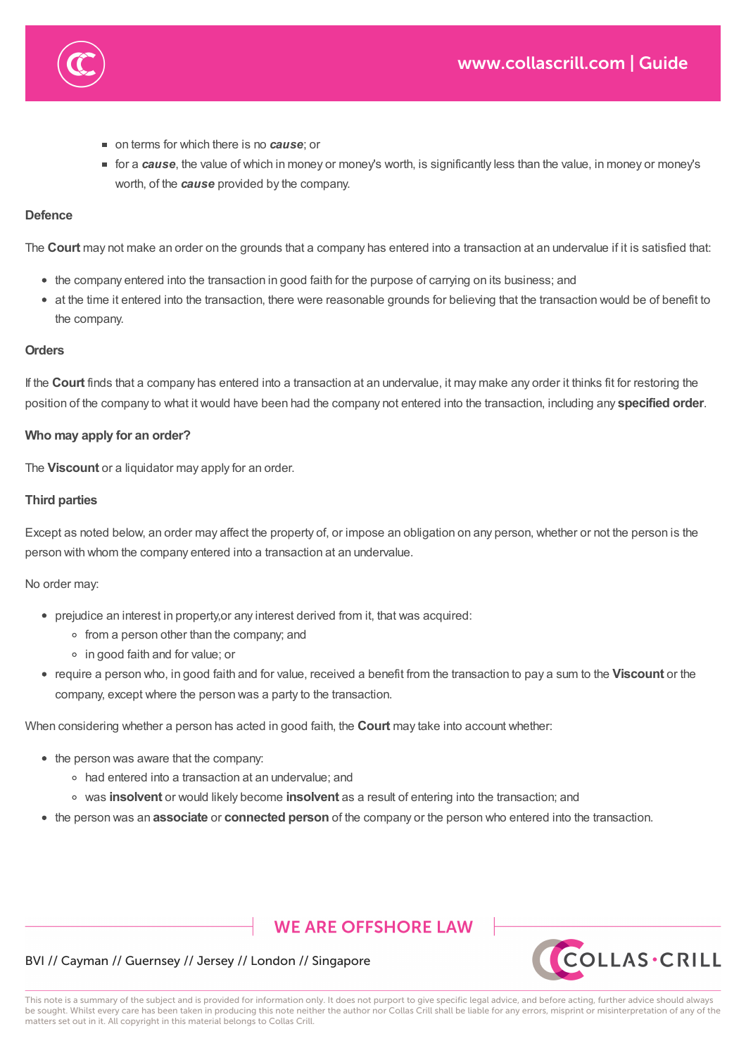- on terms for which there is no ***cause***; or
- for a ***cause***, the value of which in money or money's worth, is significantly less than the value, in money or money's worth, of the ***cause*** provided by the company.

**Defence**

The **Court** may not make an order on the grounds that a company has entered into a transaction at an undervalue if it is satisfied that:

- the company entered into the transaction in good faith for the purpose of carrying on its business; and
- at the time it entered into the transaction, there were reasonable grounds for believing that the transaction would be of benefit to the company.

**Orders**

If the **Court** finds that a company has entered into a transaction at an undervalue, it may make any order it thinks fit for restoring the position of the company to what it would have been had the company not entered into the transaction, including any **specified order**.

**Who may apply for an order?**

The **Viscount** or a liquidator may apply for an order.

**Third parties**

Except as noted below, an order may affect the property of, or impose an obligation on any person, whether or not the person is the person with whom the company entered into a transaction at an undervalue.

No order may:

- prejudice an interest in property,or any interest derived from it, that was acquired:
  - from a person other than the company; and
  - in good faith and for value; or
- require a person who, in good faith and for value, received a benefit from the transaction to pay a sum to the **Viscount** or the company, except where the person was a party to the transaction.

When considering whether a person has acted in good faith, the **Court** may take into account whether:

- the person was aware that the company:
  - had entered into a transaction at an undervalue; and
  - was **insolvent** or would likely become **insolvent** as a result of entering into the transaction; and
- the person was an **associate** or **connected person** of the company or the person who entered into the transaction.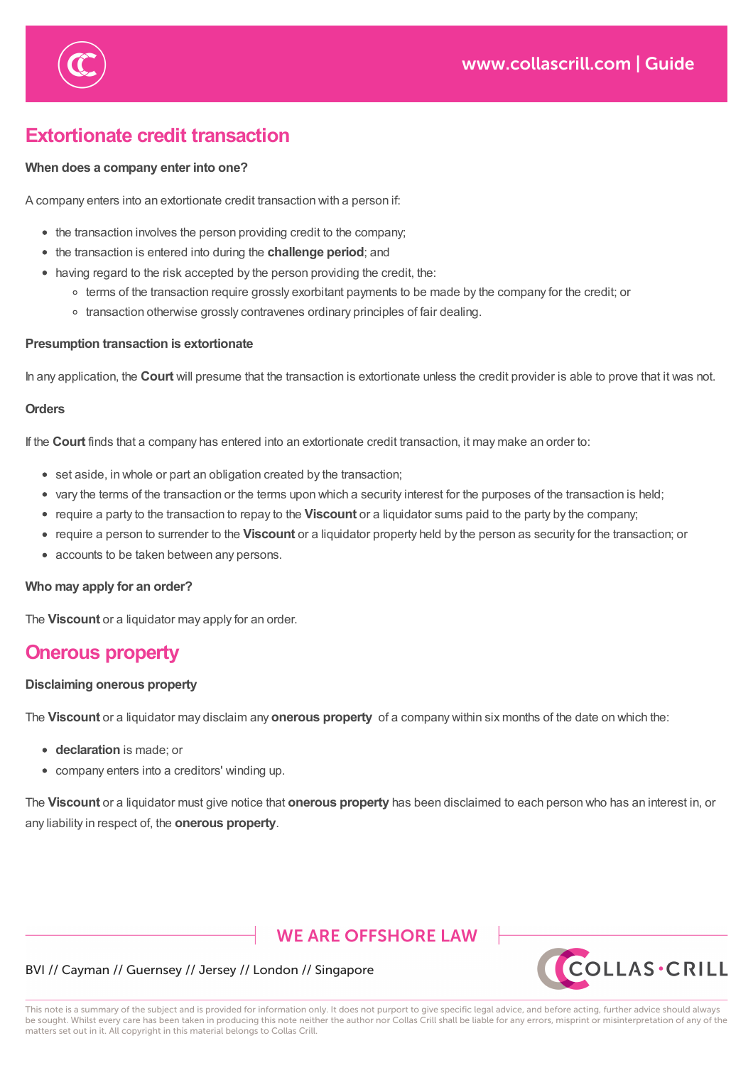## Extortionate credit transaction

**When does a company enter into one?**

A company enters into an extortionate credit transaction with a person if:

- the transaction involves the person providing credit to the company;
- the transaction is entered into during the **challenge period**; and
- having regard to the risk accepted by the person providing the credit, the:
  - terms of the transaction require grossly exorbitant payments to be made by the company for the credit; or
  - transaction otherwise grossly contravenes ordinary principles of fair dealing.

**Presumption transaction is extortionate**

In any application, the **Court** will presume that the transaction is extortionate unless the credit provider is able to prove that it was not.

**Orders**

If the **Court** finds that a company has entered into an extortionate credit transaction, it may make an order to:

- set aside, in whole or part an obligation created by the transaction;
- vary the terms of the transaction or the terms upon which a security interest for the purposes of the transaction is held;
- require a party to the transaction to repay to the **Viscount** or a liquidator sums paid to the party by the company;
- require a person to surrender to the **Viscount** or a liquidator property held by the person as security for the transaction; or
- accounts to be taken between any persons.

**Who may apply for an order?**

The **Viscount** or a liquidator may apply for an order.

## Onerous property

**Disclaiming onerous property**

The **Viscount** or a liquidator may disclaim any **onerous property** of a company within six months of the date on which the:

- **declaration** is made; or
- company enters into a creditors' winding up.

The **Viscount** or a liquidator must give notice that **onerous property** has been disclaimed to each person who has an interest in, or any liability in respect of, the **onerous property**.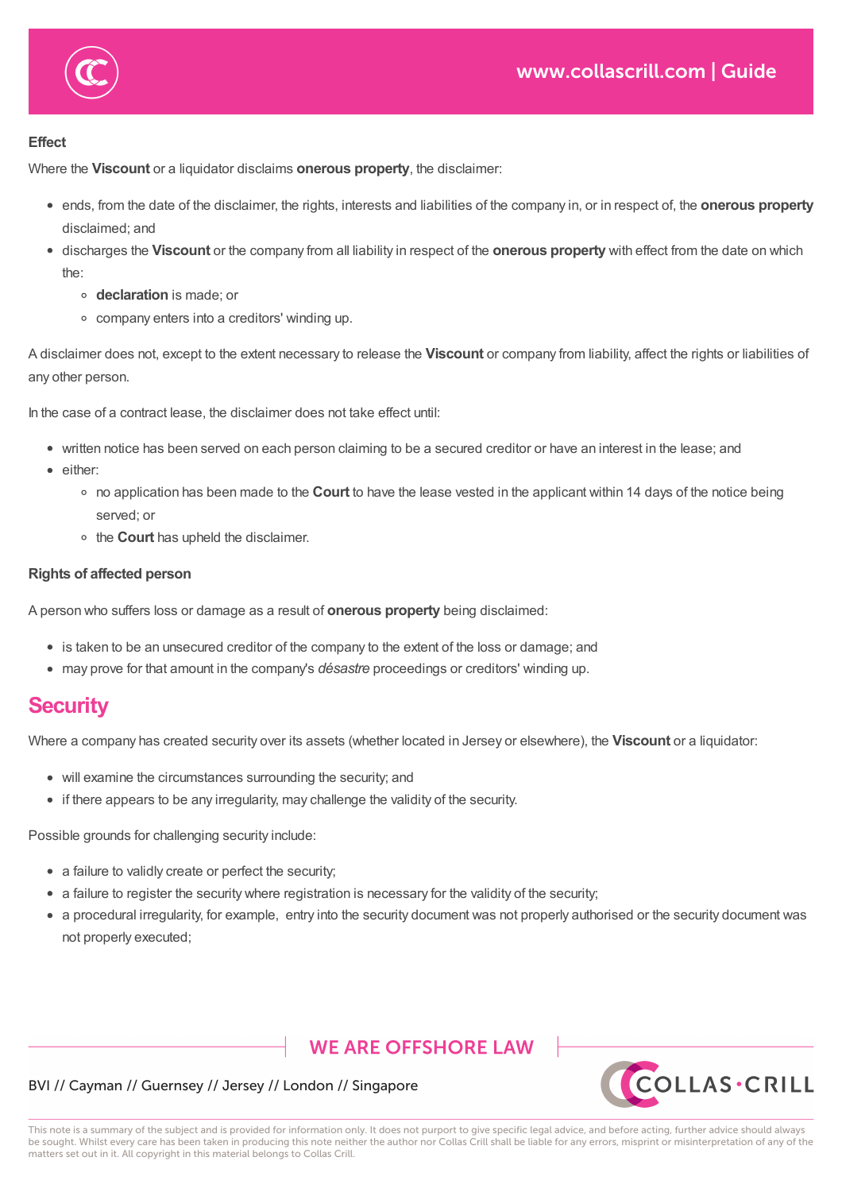### Effect

Where the **Viscount** or a liquidator disclaims **onerous property**, the disclaimer:

- ends, from the date of the disclaimer, the rights, interests and liabilities of the company in, or in respect of, the **onerous property** disclaimed; and
- discharges the **Viscount** or the company from all liability in respect of the **onerous property** with effect from the date on which the:
  - **declaration** is made; or
  - company enters into a creditors' winding up.

A disclaimer does not, except to the extent necessary to release the **Viscount** or company from liability, affect the rights or liabilities of any other person.

In the case of a contract lease, the disclaimer does not take effect until:

- written notice has been served on each person claiming to be a secured creditor or have an interest in the lease; and
- either:
  - no application has been made to the **Court** to have the lease vested in the applicant within 14 days of the notice being served; or
  - the **Court** has upheld the disclaimer.

### Rights of affected person

A person who suffers loss or damage as a result of **onerous property** being disclaimed:

- is taken to be an unsecured creditor of the company to the extent of the loss or damage; and
- may prove for that amount in the company's *désastre* proceedings or creditors' winding up.

## Security

Where a company has created security over its assets (whether located in Jersey or elsewhere), the **Viscount** or a liquidator:

- will examine the circumstances surrounding the security; and
- if there appears to be any irregularity, may challenge the validity of the security.

Possible grounds for challenging security include:

- a failure to validly create or perfect the security;
- a failure to register the security where registration is necessary for the validity of the security;
- a procedural irregularity, for example, entry into the security document was not properly authorised or the security document was not properly executed;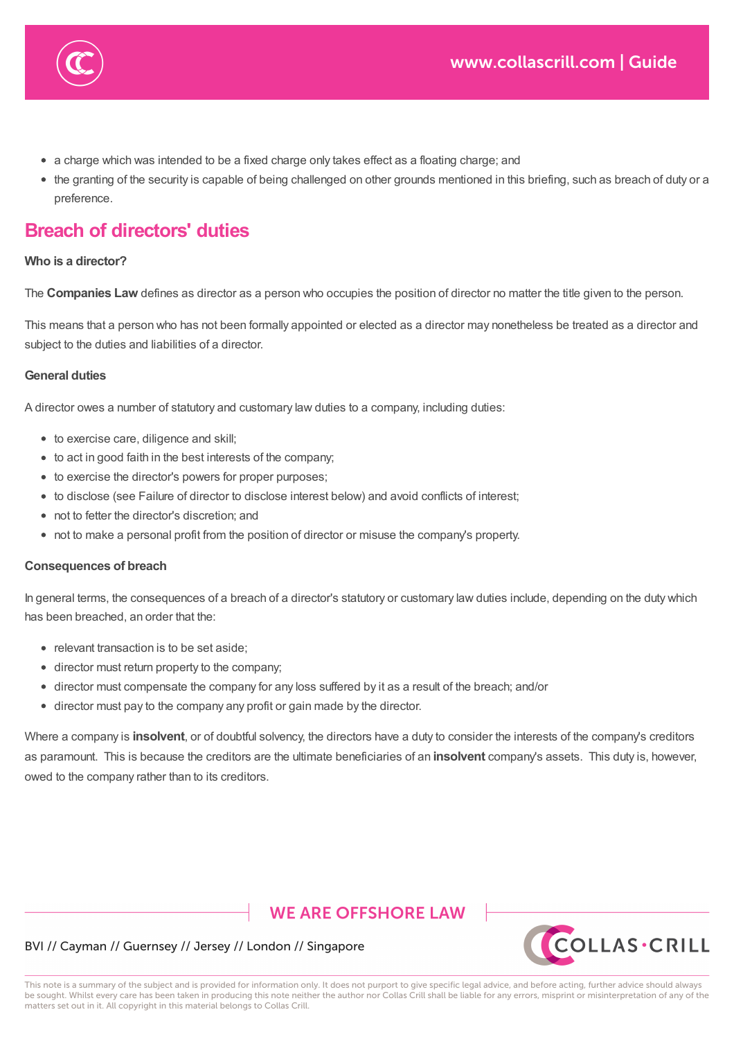- a charge which was intended to be a fixed charge only takes effect as a floating charge; and
- the granting of the security is capable of being challenged on other grounds mentioned in this briefing, such as breach of duty or a preference.

## Breach of directors' duties

**Who is a director?**

The **Companies Law** defines as director as a person who occupies the position of director no matter the title given to the person.

This means that a person who has not been formally appointed or elected as a director may nonetheless be treated as a director and subject to the duties and liabilities of a director.

**General duties**

A director owes a number of statutory and customary law duties to a company, including duties:

- to exercise care, diligence and skill;
- to act in good faith in the best interests of the company;
- to exercise the director's powers for proper purposes;
- to disclose (see Failure of director to disclose interest below) and avoid conflicts of interest;
- not to fetter the director's discretion; and
- not to make a personal profit from the position of director or misuse the company's property.

**Consequences of breach**

In general terms, the consequences of a breach of a director's statutory or customary law duties include, depending on the duty which has been breached, an order that the:

- relevant transaction is to be set aside;
- director must return property to the company;
- director must compensate the company for any loss suffered by it as a result of the breach; and/or
- director must pay to the company any profit or gain made by the director.

Where a company is **insolvent**, or of doubtful solvency, the directors have a duty to consider the interests of the company's creditors as paramount. This is because the creditors are the ultimate beneficiaries of an **insolvent** company's assets. This duty is, however, owed to the company rather than to its creditors.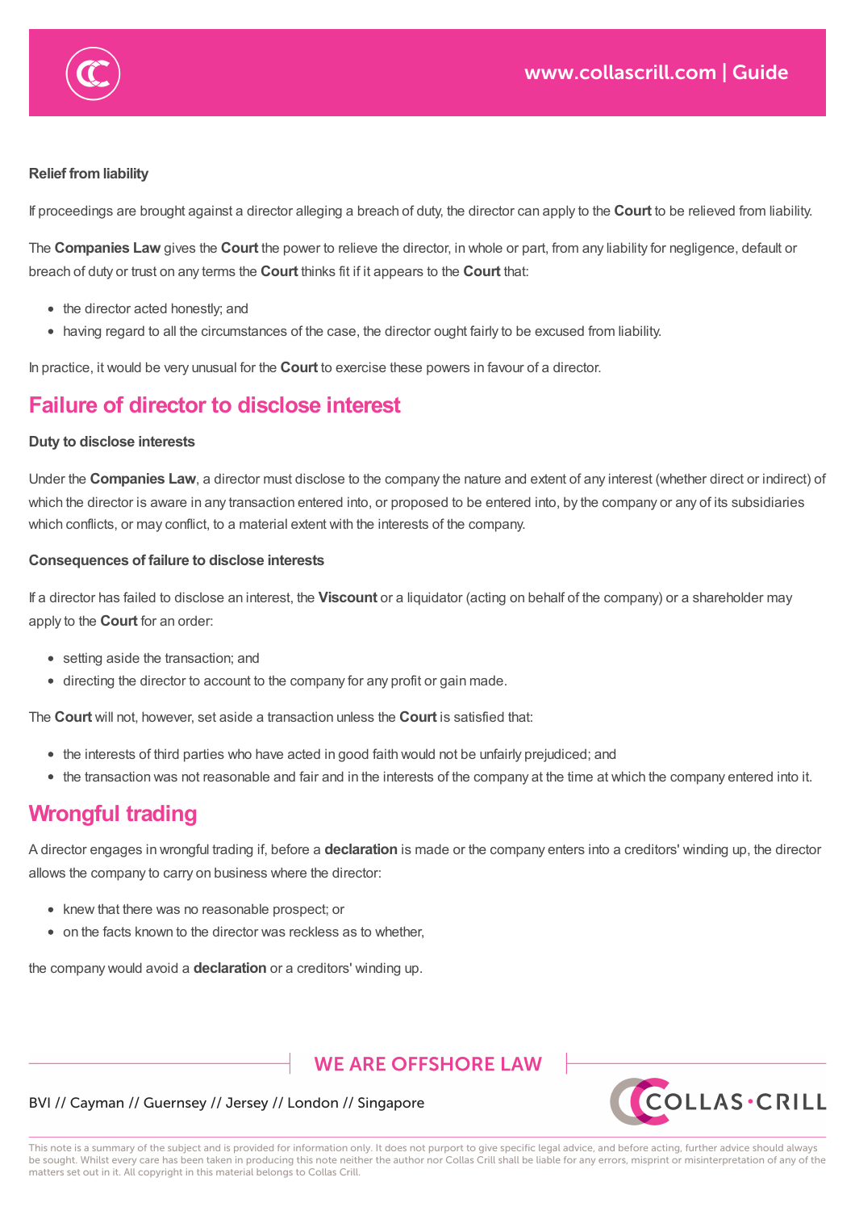**Relief from liability**

If proceedings are brought against a director alleging a breach of duty, the director can apply to the **Court** to be relieved from liability.

The **Companies Law** gives the **Court** the power to relieve the director, in whole or part, from any liability for negligence, default or breach of duty or trust on any terms the **Court** thinks fit if it appears to the **Court** that:

- the director acted honestly; and
- having regard to all the circumstances of the case, the director ought fairly to be excused from liability.

In practice, it would be very unusual for the **Court** to exercise these powers in favour of a director.

## Failure of director to disclose interest

**Duty to disclose interests**

Under the **Companies Law**, a director must disclose to the company the nature and extent of any interest (whether direct or indirect) of which the director is aware in any transaction entered into, or proposed to be entered into, by the company or any of its subsidiaries which conflicts, or may conflict, to a material extent with the interests of the company.

**Consequences of failure to disclose interests**

If a director has failed to disclose an interest, the **Viscount** or a liquidator (acting on behalf of the company) or a shareholder may apply to the **Court** for an order:

- setting aside the transaction; and
- directing the director to account to the company for any profit or gain made.

The **Court** will not, however, set aside a transaction unless the **Court** is satisfied that:

- the interests of third parties who have acted in good faith would not be unfairly prejudiced; and
- the transaction was not reasonable and fair and in the interests of the company at the time at which the company entered into it.

## Wrongful trading

A director engages in wrongful trading if, before a **declaration** is made or the company enters into a creditors' winding up, the director allows the company to carry on business where the director:

- knew that there was no reasonable prospect; or
- on the facts known to the director was reckless as to whether,

the company would avoid a **declaration** or a creditors' winding up.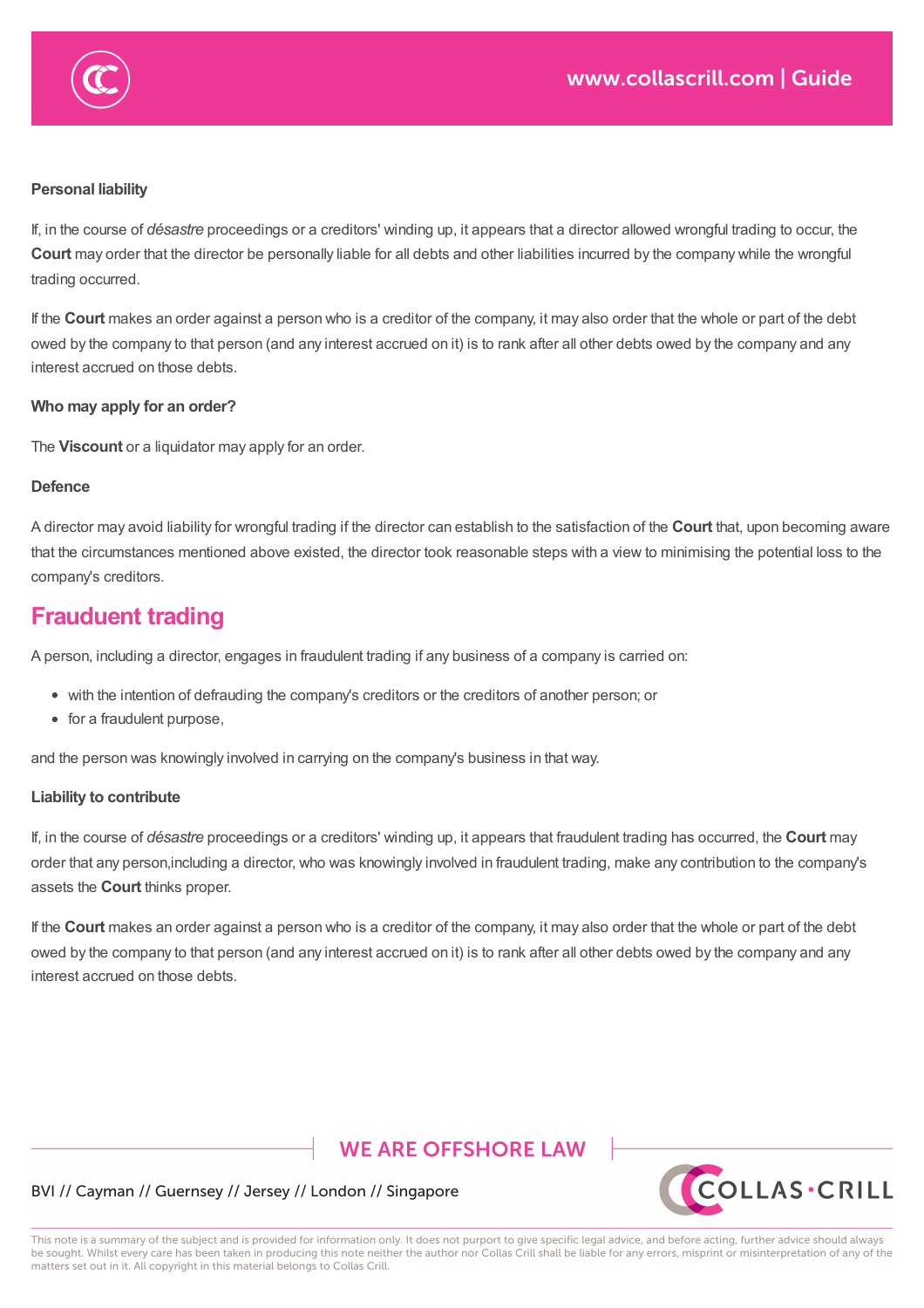**Personal liability**

If, in the course of *désastre* proceedings or a creditors' winding up, it appears that a director allowed wrongful trading to occur, the **Court** may order that the director be personally liable for all debts and other liabilities incurred by the company while the wrongful trading occurred.

If the **Court** makes an order against a person who is a creditor of the company, it may also order that the whole or part of the debt owed by the company to that person (and any interest accrued on it) is to rank after all other debts owed by the company and any interest accrued on those debts.

**Who may apply for an order?**

The **Viscount** or a liquidator may apply for an order.

**Defence**

A director may avoid liability for wrongful trading if the director can establish to the satisfaction of the **Court** that, upon becoming aware that the circumstances mentioned above existed, the director took reasonable steps with a view to minimising the potential loss to the company's creditors.

## Fraudulent trading

A person, including a director, engages in fraudulent trading if any business of a company is carried on:

- with the intention of defrauding the company's creditors or the creditors of another person; or
- for a fraudulent purpose,

and the person was knowingly involved in carrying on the company's business in that way.

**Liability to contribute**

If, in the course of *désastre* proceedings or a creditors' winding up, it appears that fraudulent trading has occurred, the **Court** may order that any person,including a director, who was knowingly involved in fraudulent trading, make any contribution to the company's assets the **Court** thinks proper.

If the **Court** makes an order against a person who is a creditor of the company, it may also order that the whole or part of the debt owed by the company to that person (and any interest accrued on it) is to rank after all other debts owed by the company and any interest accrued on those debts.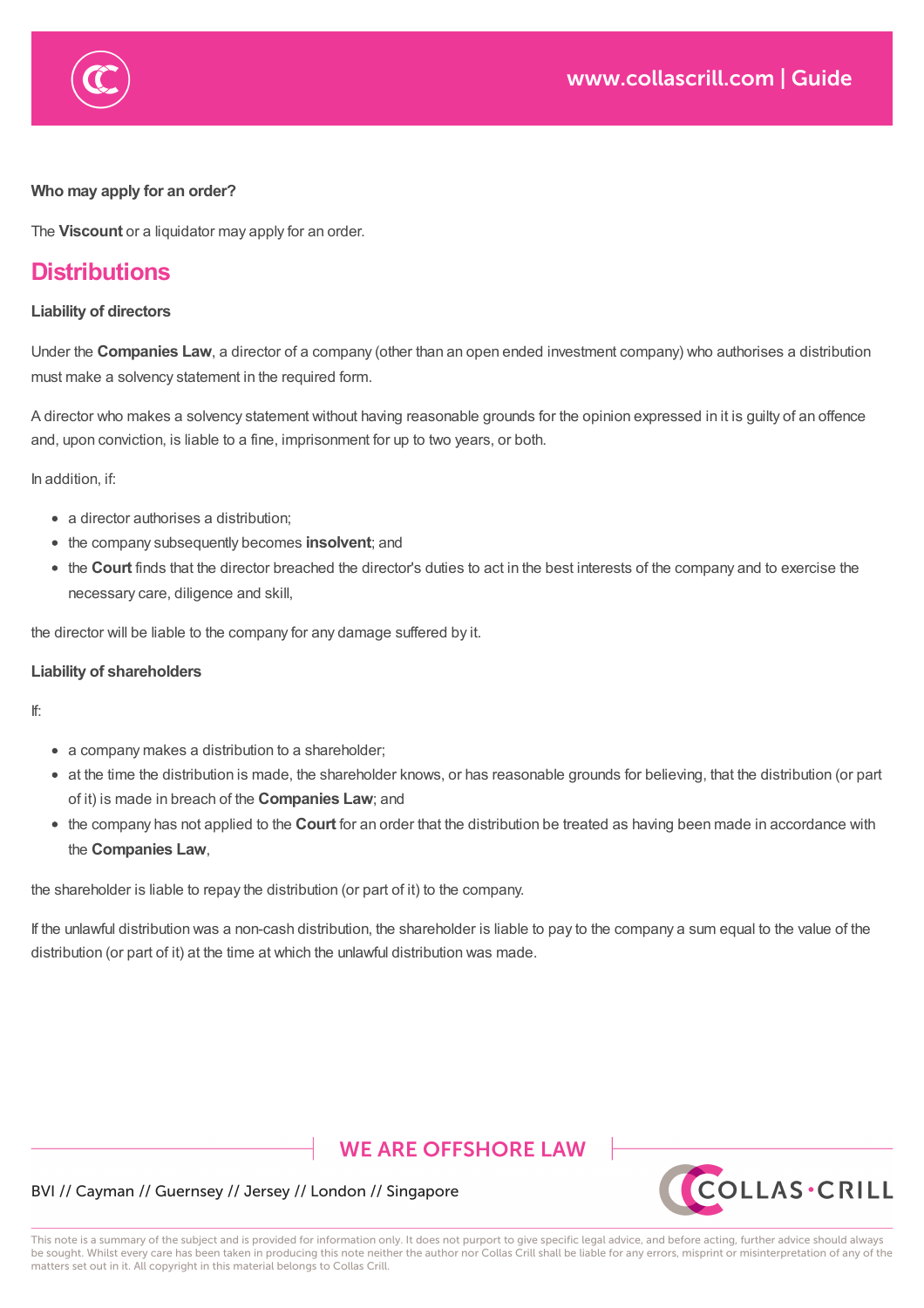**Who may apply for an order?**

The **Viscount** or a liquidator may apply for an order.

## Distributions

**Liability of directors**

Under the **Companies Law**, a director of a company (other than an open ended investment company) who authorises a distribution must make a solvency statement in the required form.

A director who makes a solvency statement without having reasonable grounds for the opinion expressed in it is guilty of an offence and, upon conviction, is liable to a fine, imprisonment for up to two years, or both.

In addition, if:

- a director authorises a distribution;
- the company subsequently becomes **insolvent**; and
- the **Court** finds that the director breached the director's duties to act in the best interests of the company and to exercise the necessary care, diligence and skill,

the director will be liable to the company for any damage suffered by it.

**Liability of shareholders**

If:

- a company makes a distribution to a shareholder;
- at the time the distribution is made, the shareholder knows, or has reasonable grounds for believing, that the distribution (or part of it) is made in breach of the **Companies Law**; and
- the company has not applied to the **Court** for an order that the distribution be treated as having been made in accordance with the **Companies Law**,

the shareholder is liable to repay the distribution (or part of it) to the company.

If the unlawful distribution was a non-cash distribution, the shareholder is liable to pay to the company a sum equal to the value of the distribution (or part of it) at the time at which the unlawful distribution was made.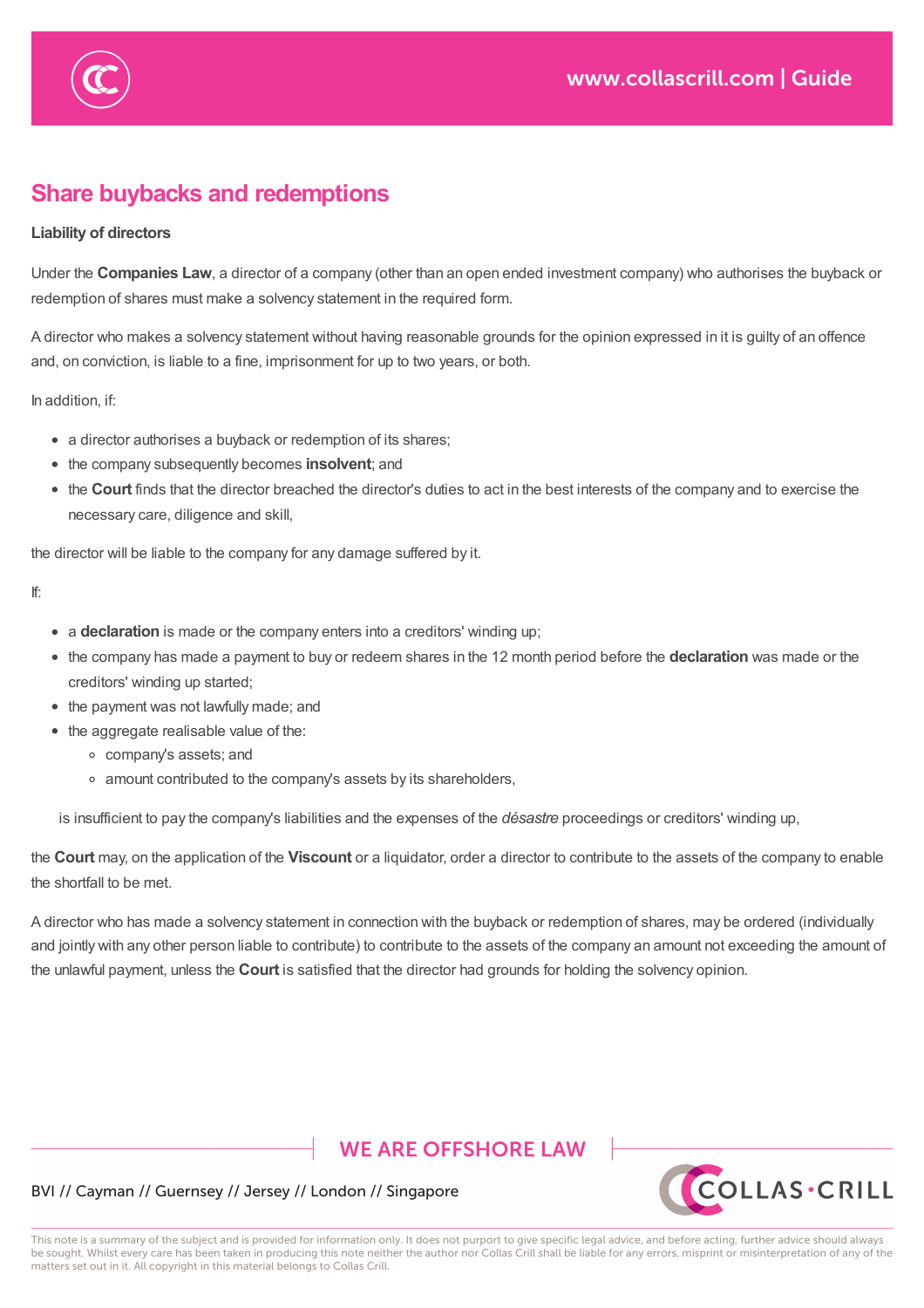## Share buybacks and redemptions

**Liability of directors**

Under the **Companies Law**, a director of a company (other than an open ended investment company) who authorises the buyback or redemption of shares must make a solvency statement in the required form.

A director who makes a solvency statement without having reasonable grounds for the opinion expressed in it is guilty of an offence and, on conviction, is liable to a fine, imprisonment for up to two years, or both.

In addition, if:

- a director authorises a buyback or redemption of its shares;
- the company subsequently becomes **insolvent**; and
- the **Court** finds that the director breached the director's duties to act in the best interests of the company and to exercise the necessary care, diligence and skill,

the director will be liable to the company for any damage suffered by it.

If:

- a **declaration** is made or the company enters into a creditors' winding up;
- the company has made a payment to buy or redeem shares in the 12 month period before the **declaration** was made or the creditors' winding up started;
- the payment was not lawfully made; and
- the aggregate realisable value of the:
  - company's assets; and
  - amount contributed to the company's assets by its shareholders,

  is insufficient to pay the company's liabilities and the expenses of the *désastre* proceedings or creditors' winding up,

the **Court** may, on the application of the **Viscount** or a liquidator, order a director to contribute to the assets of the company to enable the shortfall to be met.

A director who has made a solvency statement in connection with the buyback or redemption of shares, may be ordered (individually and jointly with any other person liable to contribute) to contribute to the assets of the company an amount not exceeding the amount of the unlawful payment, unless the **Court** is satisfied that the director had grounds for holding the solvency opinion.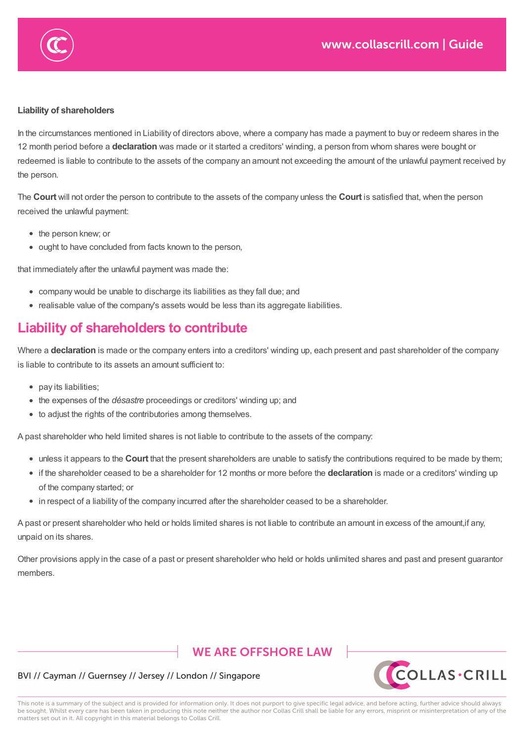### Liability of shareholders

In the circumstances mentioned in Liability of directors above, where a company has made a payment to buy or redeem shares in the 12 month period before a **declaration** was made or it started a creditors' winding, a person from whom shares were bought or redeemed is liable to contribute to the assets of the company an amount not exceeding the amount of the unlawful payment received by the person.

The **Court** will not order the person to contribute to the assets of the company unless the **Court** is satisfied that, when the person received the unlawful payment:

- the person knew; or
- ought to have concluded from facts known to the person,

that immediately after the unlawful payment was made the:

- company would be unable to discharge its liabilities as they fall due; and
- realisable value of the company's assets would be less than its aggregate liabilities.

## Liability of shareholders to contribute

Where a **declaration** is made or the company enters into a creditors' winding up, each present and past shareholder of the company is liable to contribute to its assets an amount sufficient to:

- pay its liabilities;
- the expenses of the *désastre* proceedings or creditors' winding up; and
- to adjust the rights of the contributories among themselves.

A past shareholder who held limited shares is not liable to contribute to the assets of the company:

- unless it appears to the **Court** that the present shareholders are unable to satisfy the contributions required to be made by them;
- if the shareholder ceased to be a shareholder for 12 months or more before the **declaration** is made or a creditors' winding up of the company started; or
- in respect of a liability of the company incurred after the shareholder ceased to be a shareholder.

A past or present shareholder who held or holds limited shares is not liable to contribute an amount in excess of the amount,if any, unpaid on its shares.

Other provisions apply in the case of a past or present shareholder who held or holds unlimited shares and past and present guarantor members.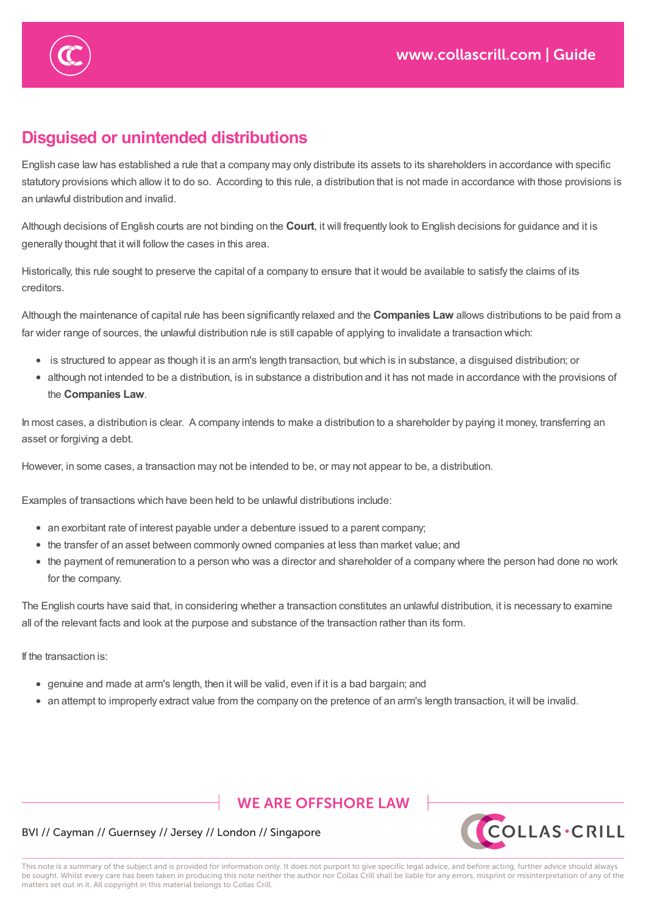## Disguised or unintended distributions

English case law has established a rule that a company may only distribute its assets to its shareholders in accordance with specific statutory provisions which allow it to do so. According to this rule, a distribution that is not made in accordance with those provisions is an unlawful distribution and invalid.

Although decisions of English courts are not binding on the **Court**, it will frequently look to English decisions for guidance and it is generally thought that it will follow the cases in this area.

Historically, this rule sought to preserve the capital of a company to ensure that it would be available to satisfy the claims of its creditors.

Although the maintenance of capital rule has been significantly relaxed and the **Companies Law** allows distributions to be paid from a far wider range of sources, the unlawful distribution rule is still capable of applying to invalidate a transaction which:

- is structured to appear as though it is an arm's length transaction, but which is in substance, a disguised distribution; or
- although not intended to be a distribution, is in substance a distribution and it has not made in accordance with the provisions of the **Companies Law**.

In most cases, a distribution is clear. A company intends to make a distribution to a shareholder by paying it money, transferring an asset or forgiving a debt.

However, in some cases, a transaction may not be intended to be, or may not appear to be, a distribution.

Examples of transactions which have been held to be unlawful distributions include:

- an exorbitant rate of interest payable under a debenture issued to a parent company;
- the transfer of an asset between commonly owned companies at less than market value; and
- the payment of remuneration to a person who was a director and shareholder of a company where the person had done no work for the company.

The English courts have said that, in considering whether a transaction constitutes an unlawful distribution, it is necessary to examine all of the relevant facts and look at the purpose and substance of the transaction rather than its form.

If the transaction is:

- genuine and made at arm's length, then it will be valid, even if it is a bad bargain; and
- an attempt to improperly extract value from the company on the pretence of an arm's length transaction, it will be invalid.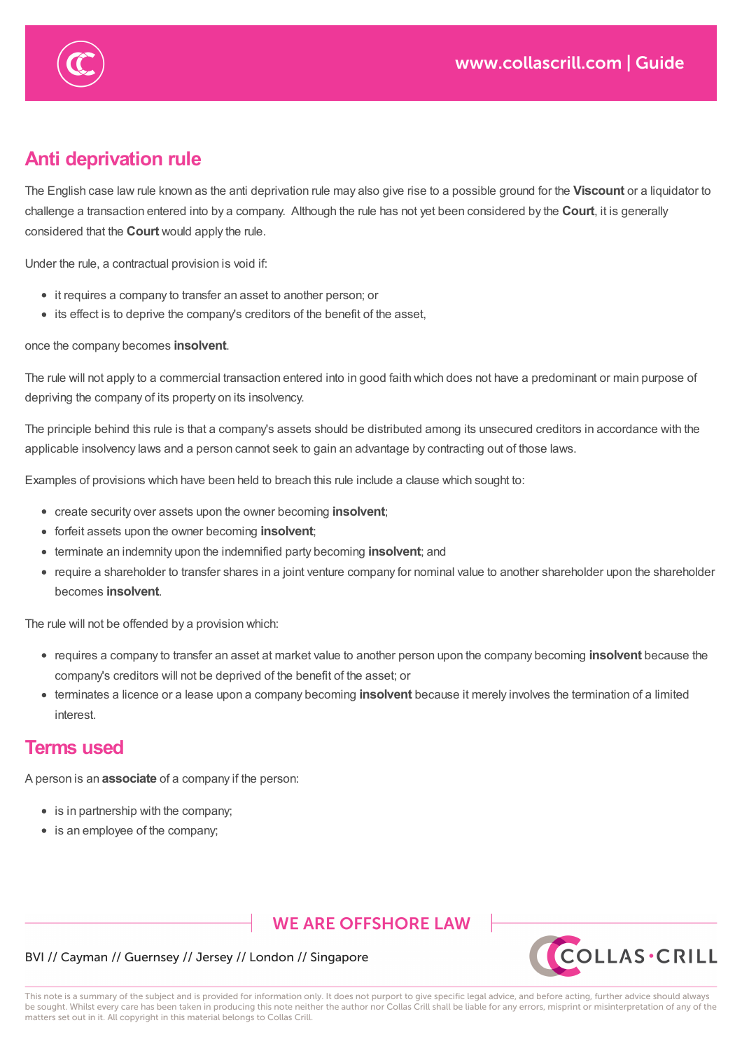## Anti deprivation rule

The English case law rule known as the anti deprivation rule may also give rise to a possible ground for the **Viscount** or a liquidator to challenge a transaction entered into by a company. Although the rule has not yet been considered by the **Court**, it is generally considered that the **Court** would apply the rule.

Under the rule, a contractual provision is void if:

- it requires a company to transfer an asset to another person; or
- its effect is to deprive the company's creditors of the benefit of the asset,

once the company becomes **insolvent**.

The rule will not apply to a commercial transaction entered into in good faith which does not have a predominant or main purpose of depriving the company of its property on its insolvency.

The principle behind this rule is that a company's assets should be distributed among its unsecured creditors in accordance with the applicable insolvency laws and a person cannot seek to gain an advantage by contracting out of those laws.

Examples of provisions which have been held to breach this rule include a clause which sought to:

- create security over assets upon the owner becoming **insolvent**;
- forfeit assets upon the owner becoming **insolvent**;
- terminate an indemnity upon the indemnified party becoming **insolvent**; and
- require a shareholder to transfer shares in a joint venture company for nominal value to another shareholder upon the shareholder becomes **insolvent**.

The rule will not be offended by a provision which:

- requires a company to transfer an asset at market value to another person upon the company becoming **insolvent** because the company's creditors will not be deprived of the benefit of the asset; or
- terminates a licence or a lease upon a company becoming **insolvent** because it merely involves the termination of a limited interest.

## Terms used

A person is an **associate** of a company if the person:

- is in partnership with the company;
- is an employee of the company;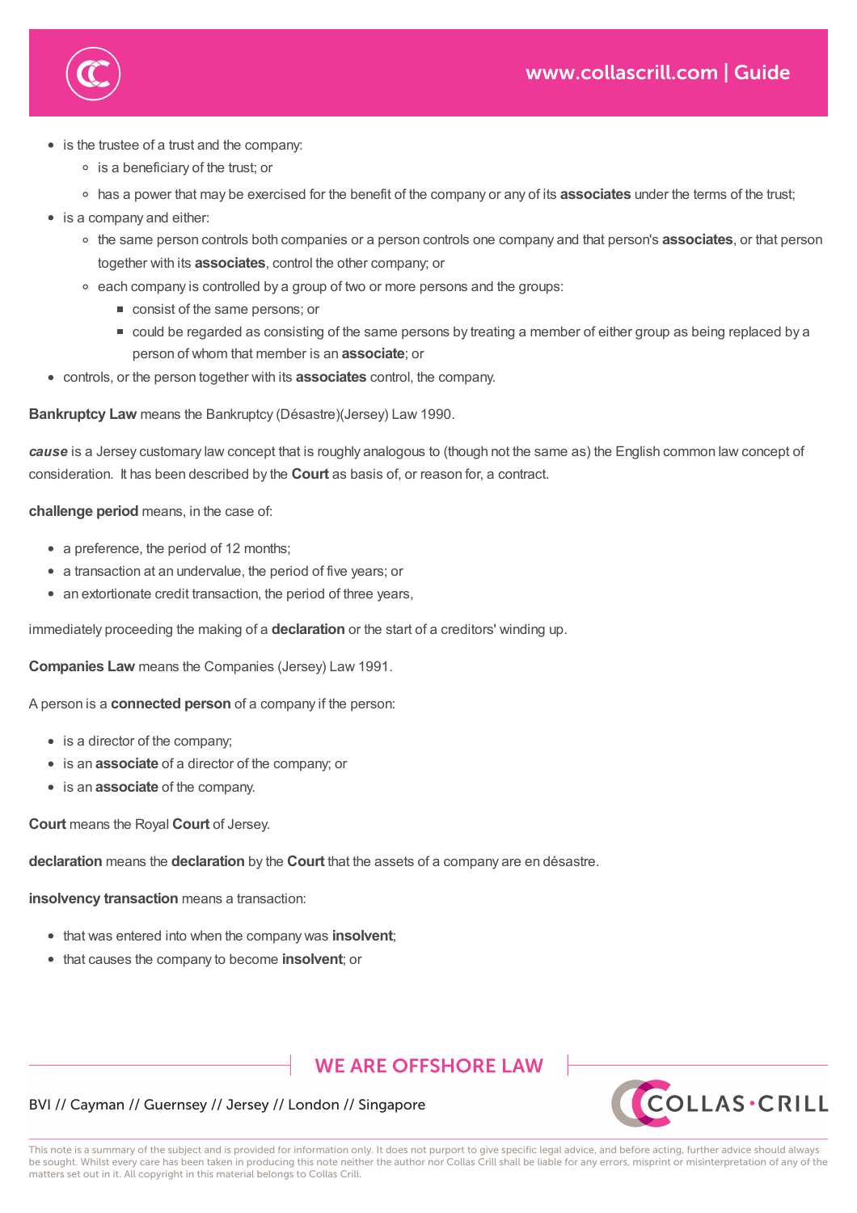- is the trustee of a trust and the company:
    - is a beneficiary of the trust; or
    - has a power that may be exercised for the benefit of the company or any of its **associates** under the terms of the trust;
- is a company and either:
    - the same person controls both companies or a person controls one company and that person's **associates**, or that person together with its **associates**, control the other company; or
    - each company is controlled by a group of two or more persons and the groups:
        - consist of the same persons; or
        - could be regarded as consisting of the same persons by treating a member of either group as being replaced by a person of whom that member is an **associate**; or
- controls, or the person together with its **associates** control, the company.

**Bankruptcy Law** means the Bankruptcy (Désastre)(Jersey) Law 1990.

***cause*** is a Jersey customary law concept that is roughly analogous to (though not the same as) the English common law concept of consideration. It has been described by the **Court** as basis of, or reason for, a contract.

**challenge period** means, in the case of:

- a preference, the period of 12 months;
- a transaction at an undervalue, the period of five years; or
- an extortionate credit transaction, the period of three years,

immediately proceeding the making of a **declaration** or the start of a creditors' winding up.

**Companies Law** means the Companies (Jersey) Law 1991.

A person is a **connected person** of a company if the person:

- is a director of the company;
- is an **associate** of a director of the company; or
- is an **associate** of the company.

**Court** means the Royal **Court** of Jersey.

**declaration** means the **declaration** by the **Court** that the assets of a company are en désastre.

**insolvency transaction** means a transaction:

- that was entered into when the company was **insolvent**;
- that causes the company to become **insolvent**; or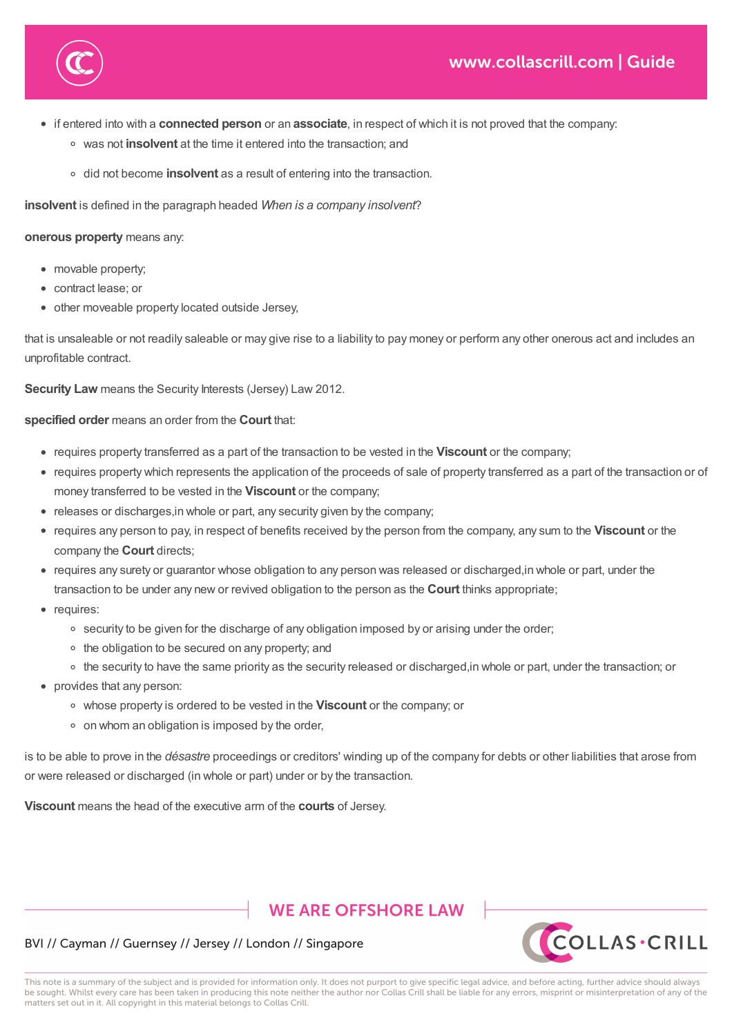- if entered into with a **connected person** or an **associate**, in respect of which it is not proved that the company:
    - was not **insolvent** at the time it entered into the transaction; and
    - did not become **insolvent** as a result of entering into the transaction.

**insolvent** is defined in the paragraph headed *When is a company insolvent*?

**onerous property** means any:

- movable property;
- contract lease; or
- other moveable property located outside Jersey,

that is unsaleable or not readily saleable or may give rise to a liability to pay money or perform any other onerous act and includes an unprofitable contract.

**Security Law** means the Security Interests (Jersey) Law 2012.

**specified order** means an order from the **Court** that:

- requires property transferred as a part of the transaction to be vested in the **Viscount** or the company;
- requires property which represents the application of the proceeds of sale of property transferred as a part of the transaction or of money transferred to be vested in the **Viscount** or the company;
- releases or discharges,in whole or part, any security given by the company;
- requires any person to pay, in respect of benefits received by the person from the company, any sum to the **Viscount** or the company the **Court** directs;
- requires any surety or guarantor whose obligation to any person was released or discharged,in whole or part, under the transaction to be under any new or revived obligation to the person as the **Court** thinks appropriate;
- requires:
    - security to be given for the discharge of any obligation imposed by or arising under the order;
    - the obligation to be secured on any property; and
    - the security to have the same priority as the security released or discharged,in whole or part, under the transaction; or
- provides that any person:
    - whose property is ordered to be vested in the **Viscount** or the company; or
    - on whom an obligation is imposed by the order,

is to be able to prove in the *désastre* proceedings or creditors' winding up of the company for debts or other liabilities that arose from or were released or discharged (in whole or part) under or by the transaction.

**Viscount** means the head of the executive arm of the **courts** of Jersey.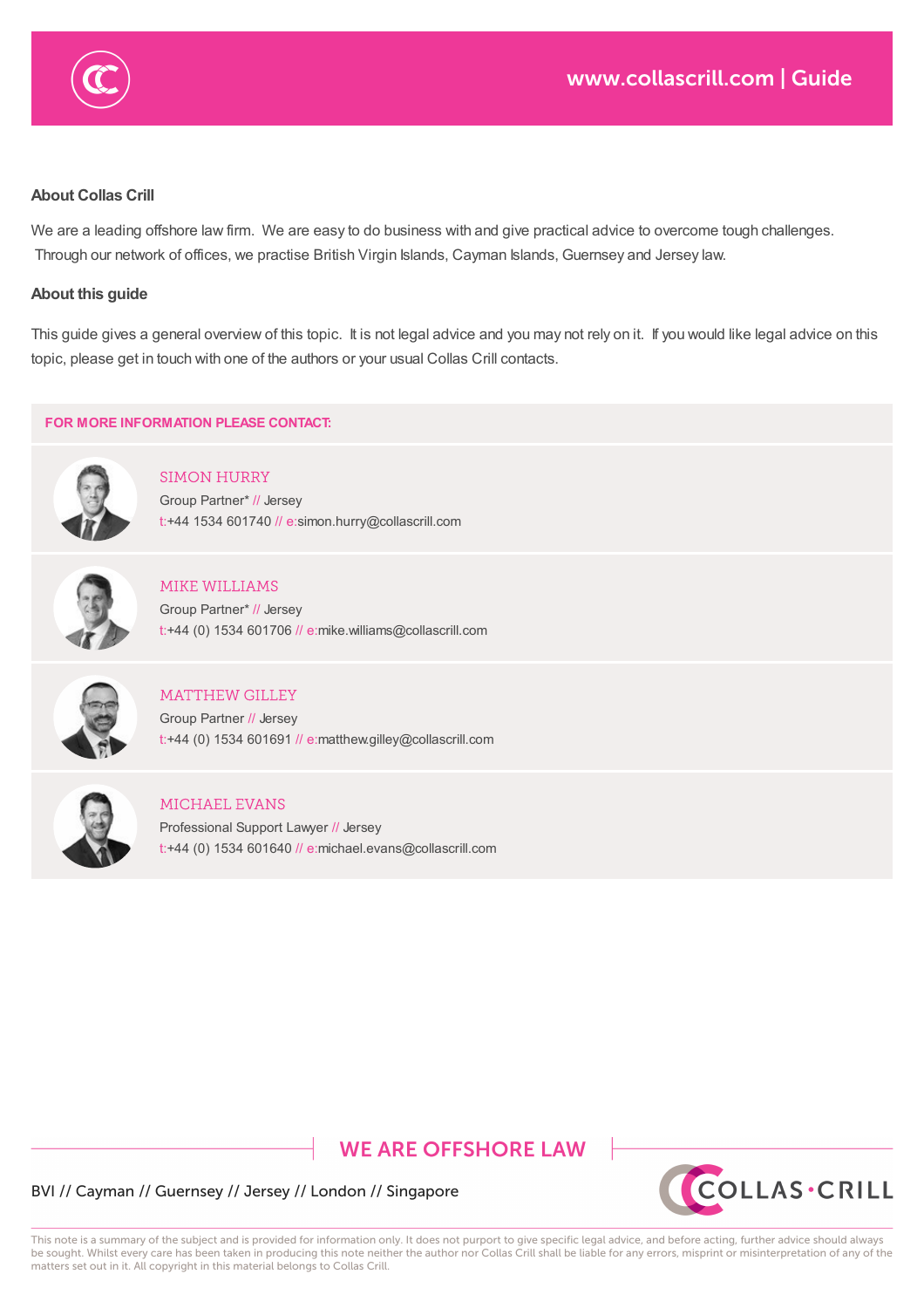## About Collas Crill

We are a leading offshore law firm. We are easy to do business with and give practical advice to overcome tough challenges. Through our network of offices, we practise British Virgin Islands, Cayman Islands, Guernsey and Jersey law.

## About this guide

This guide gives a general overview of this topic. It is not legal advice and you may not rely on it. If you would like legal advice on this topic, please get in touch with one of the authors or your usual Collas Crill contacts.

**FOR MORE INFORMATION PLEASE CONTACT:**

**SIMON HURRY**
Group Partner* // Jersey
t:+44 1534 601740 // e:simon.hurry@collascrill.com

**MIKE WILLIAMS**
Group Partner* // Jersey
t:+44 (0) 1534 601706 // e:mike.williams@collascrill.com

**MATTHEW GILLEY**
Group Partner // Jersey
t:+44 (0) 1534 601691 // e:matthew.gilley@collascrill.com

**MICHAEL EVANS**
Professional Support Lawyer // Jersey
t:+44 (0) 1534 601640 // e:michael.evans@collascrill.com

WE ARE OFFSHORE LAW

BVI // Cayman // Guernsey // Jersey // London // Singapore

COLLAS·CRILL

This note is a summary of the subject and is provided for information only. It does not purport to give specific legal advice, and before acting, further advice should always be sought. Whilst every care has been taken in producing this note neither the author nor Collas Crill shall be liable for any errors, misprint or misinterpretation of any of the matters set out in it. All copyright in this material belongs to Collas Crill.